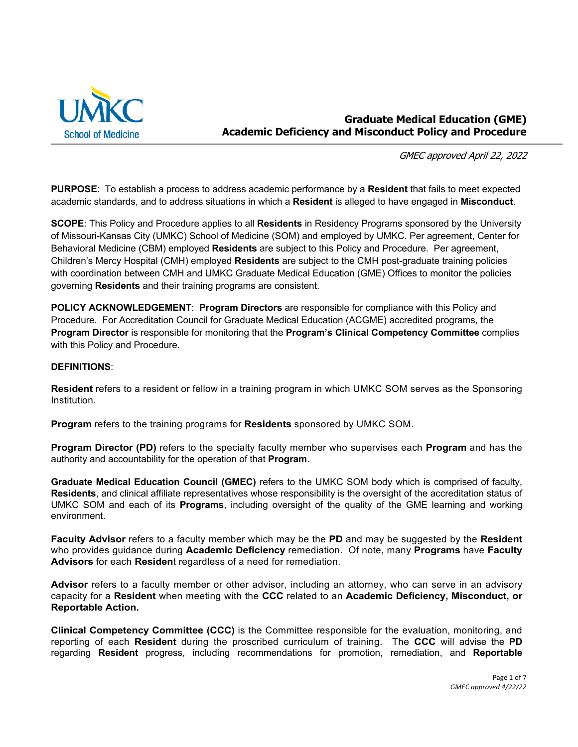# Graduate Medical Education (GME)
# Academic Deficiency and Misconduct Policy and Procedure

*GMEC approved April 22, 2022*

**PURPOSE**: To establish a process to address academic performance by a **Resident** that fails to meet expected academic standards, and to address situations in which a **Resident** is alleged to have engaged in **Misconduct**.

**SCOPE**: This Policy and Procedure applies to all **Residents** in Residency Programs sponsored by the University of Missouri-Kansas City (UMKC) School of Medicine (SOM) and employed by UMKC. Per agreement, Center for Behavioral Medicine (CBM) employed **Residents** are subject to this Policy and Procedure. Per agreement, Children's Mercy Hospital (CMH) employed **Residents** are subject to the CMH post-graduate training policies with coordination between CMH and UMKC Graduate Medical Education (GME) Offices to monitor the policies governing **Residents** and their training programs are consistent.

**POLICY ACKNOWLEDGEMENT**: **Program Directors** are responsible for compliance with this Policy and Procedure. For Accreditation Council for Graduate Medical Education (ACGME) accredited programs, the **Program Director** is responsible for monitoring that the **Program's Clinical Competency Committee** complies with this Policy and Procedure.

**DEFINITIONS**:

**Resident** refers to a resident or fellow in a training program in which UMKC SOM serves as the Sponsoring Institution.

**Program** refers to the training programs for **Residents** sponsored by UMKC SOM.

**Program Director (PD)** refers to the specialty faculty member who supervises each **Program** and has the authority and accountability for the operation of that **Program**.

**Graduate Medical Education Council (GMEC)** refers to the UMKC SOM body which is comprised of faculty, **Residents**, and clinical affiliate representatives whose responsibility is the oversight of the accreditation status of UMKC SOM and each of its **Programs**, including oversight of the quality of the GME learning and working environment.

**Faculty Advisor** refers to a faculty member which may be the **PD** and may be suggested by the **Resident** who provides guidance during **Academic Deficiency** remediation. Of note, many **Programs** have **Faculty Advisors** for each **Resident** regardless of a need for remediation.

**Advisor** refers to a faculty member or other advisor, including an attorney, who can serve in an advisory capacity for a **Resident** when meeting with the **CCC** related to an **Academic Deficiency, Misconduct, or Reportable Action.**

**Clinical Competency Committee (CCC)** is the Committee responsible for the evaluation, monitoring, and reporting of each **Resident** during the proscribed curriculum of training. The **CCC** will advise the **PD** regarding **Resident** progress, including recommendations for promotion, remediation, and **Reportable**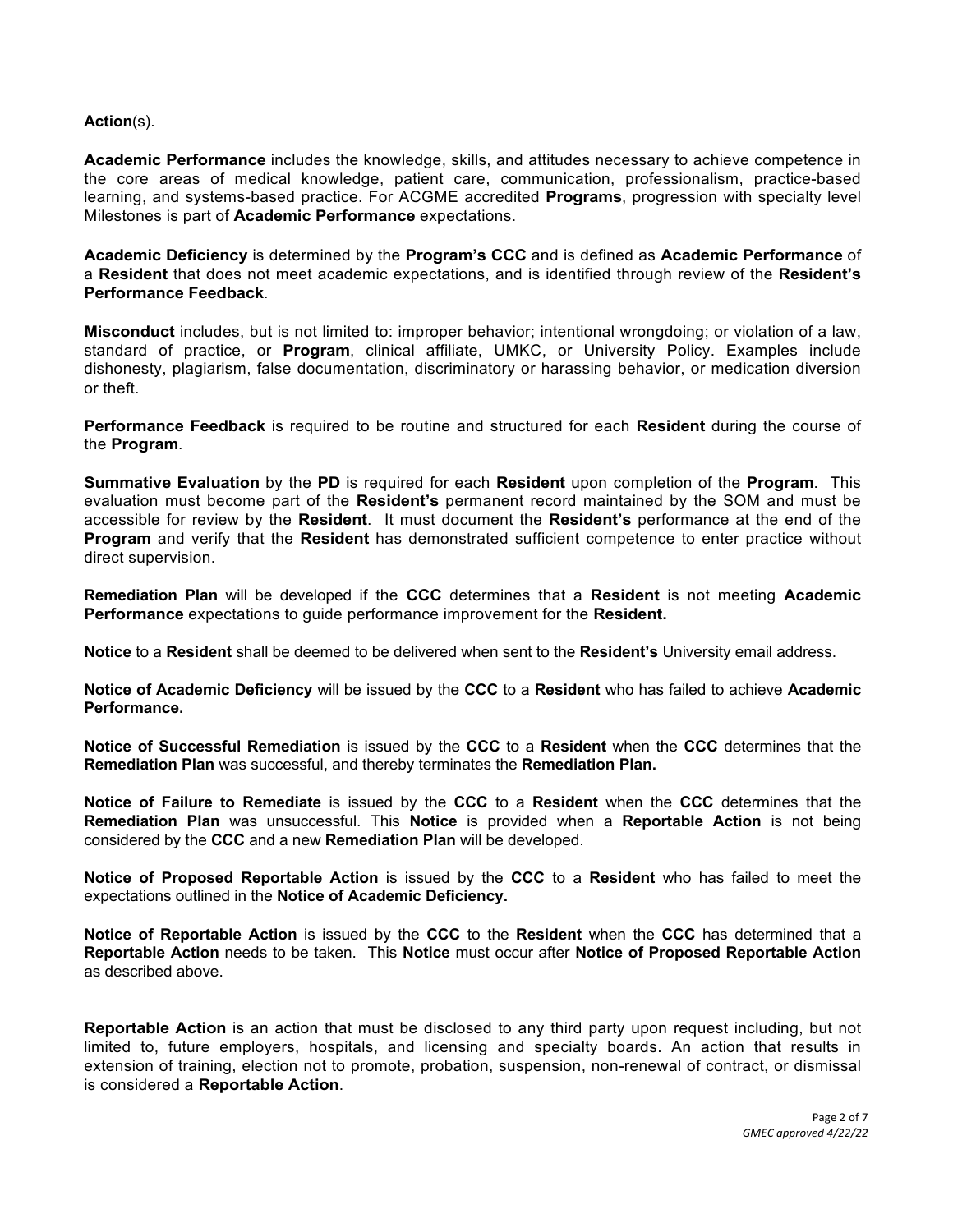**Action**(s).

**Academic Performance** includes the knowledge, skills, and attitudes necessary to achieve competence in the core areas of medical knowledge, patient care, communication, professionalism, practice-based learning, and systems-based practice. For ACGME accredited **Programs**, progression with specialty level Milestones is part of **Academic Performance** expectations.

**Academic Deficiency** is determined by the **Program's CCC** and is defined as **Academic Performance** of a **Resident** that does not meet academic expectations, and is identified through review of the **Resident's Performance Feedback**.

**Misconduct** includes, but is not limited to: improper behavior; intentional wrongdoing; or violation of a law, standard of practice, or **Program**, clinical affiliate, UMKC, or University Policy. Examples include dishonesty, plagiarism, false documentation, discriminatory or harassing behavior, or medication diversion or theft.

**Performance Feedback** is required to be routine and structured for each **Resident** during the course of the **Program**.

**Summative Evaluation** by the **PD** is required for each **Resident** upon completion of the **Program**. This evaluation must become part of the **Resident's** permanent record maintained by the SOM and must be accessible for review by the **Resident**. It must document the **Resident's** performance at the end of the **Program** and verify that the **Resident** has demonstrated sufficient competence to enter practice without direct supervision.

**Remediation Plan** will be developed if the **CCC** determines that a **Resident** is not meeting **Academic Performance** expectations to guide performance improvement for the **Resident.**

**Notice** to a **Resident** shall be deemed to be delivered when sent to the **Resident's** University email address.

**Notice of Academic Deficiency** will be issued by the **CCC** to a **Resident** who has failed to achieve **Academic Performance.**

**Notice of Successful Remediation** is issued by the **CCC** to a **Resident** when the **CCC** determines that the **Remediation Plan** was successful, and thereby terminates the **Remediation Plan.**

**Notice of Failure to Remediate** is issued by the **CCC** to a **Resident** when the **CCC** determines that the **Remediation Plan** was unsuccessful. This **Notice** is provided when a **Reportable Action** is not being considered by the **CCC** and a new **Remediation Plan** will be developed.

**Notice of Proposed Reportable Action** is issued by the **CCC** to a **Resident** who has failed to meet the expectations outlined in the **Notice of Academic Deficiency.**

**Notice of Reportable Action** is issued by the **CCC** to the **Resident** when the **CCC** has determined that a **Reportable Action** needs to be taken. This **Notice** must occur after **Notice of Proposed Reportable Action** as described above.

**Reportable Action** is an action that must be disclosed to any third party upon request including, but not limited to, future employers, hospitals, and licensing and specialty boards. An action that results in extension of training, election not to promote, probation, suspension, non-renewal of contract, or dismissal is considered a **Reportable Action**.

*GMEC approved 4/22/22*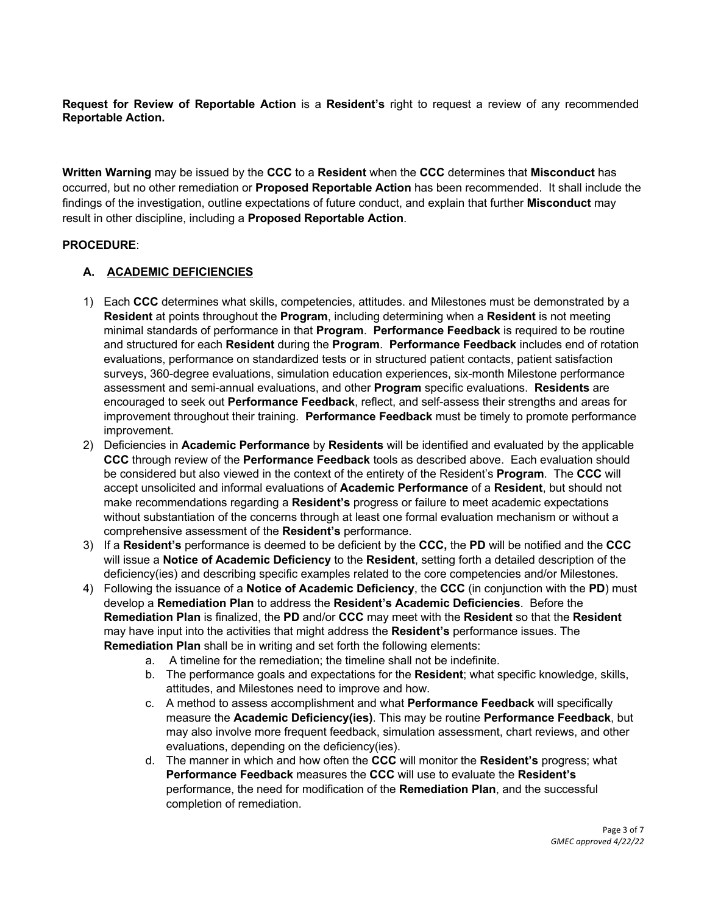**Request for Review of Reportable Action** is a **Resident's** right to request a review of any recommended **Reportable Action.**

**Written Warning** may be issued by the **CCC** to a **Resident** when the **CCC** determines that **Misconduct** has occurred, but no other remediation or **Proposed Reportable Action** has been recommended. It shall include the findings of the investigation, outline expectations of future conduct, and explain that further **Misconduct** may result in other discipline, including a **Proposed Reportable Action**.

**PROCEDURE**:

## A. ACADEMIC DEFICIENCIES

1) Each **CCC** determines what skills, competencies, attitudes. and Milestones must be demonstrated by a **Resident** at points throughout the **Program**, including determining when a **Resident** is not meeting minimal standards of performance in that **Program**. **Performance Feedback** is required to be routine and structured for each **Resident** during the **Program**. **Performance Feedback** includes end of rotation evaluations, performance on standardized tests or in structured patient contacts, patient satisfaction surveys, 360-degree evaluations, simulation education experiences, six-month Milestone performance assessment and semi-annual evaluations, and other **Program** specific evaluations. **Residents** are encouraged to seek out **Performance Feedback**, reflect, and self-assess their strengths and areas for improvement throughout their training. **Performance Feedback** must be timely to promote performance improvement.
2) Deficiencies in **Academic Performance** by **Residents** will be identified and evaluated by the applicable **CCC** through review of the **Performance Feedback** tools as described above. Each evaluation should be considered but also viewed in the context of the entirety of the Resident's **Program**. The **CCC** will accept unsolicited and informal evaluations of **Academic Performance** of a **Resident**, but should not make recommendations regarding a **Resident's** progress or failure to meet academic expectations without substantiation of the concerns through at least one formal evaluation mechanism or without a comprehensive assessment of the **Resident's** performance.
3) If a **Resident's** performance is deemed to be deficient by the **CCC,** the **PD** will be notified and the **CCC** will issue a **Notice of Academic Deficiency** to the **Resident**, setting forth a detailed description of the deficiency(ies) and describing specific examples related to the core competencies and/or Milestones.
4) Following the issuance of a **Notice of Academic Deficiency**, the **CCC** (in conjunction with the **PD**) must develop a **Remediation Plan** to address the **Resident's Academic Deficiencies**. Before the **Remediation Plan** is finalized, the **PD** and/or **CCC** may meet with the **Resident** so that the **Resident** may have input into the activities that might address the **Resident's** performance issues. The **Remediation Plan** shall be in writing and set forth the following elements:
    a. A timeline for the remediation; the timeline shall not be indefinite.
    b. The performance goals and expectations for the **Resident**; what specific knowledge, skills, attitudes, and Milestones need to improve and how.
    c. A method to assess accomplishment and what **Performance Feedback** will specifically measure the **Academic Deficiency(ies)**. This may be routine **Performance Feedback**, but may also involve more frequent feedback, simulation assessment, chart reviews, and other evaluations, depending on the deficiency(ies).
    d. The manner in which and how often the **CCC** will monitor the **Resident's** progress; what **Performance Feedback** measures the **CCC** will use to evaluate the **Resident's** performance, the need for modification of the **Remediation Plan**, and the successful completion of remediation.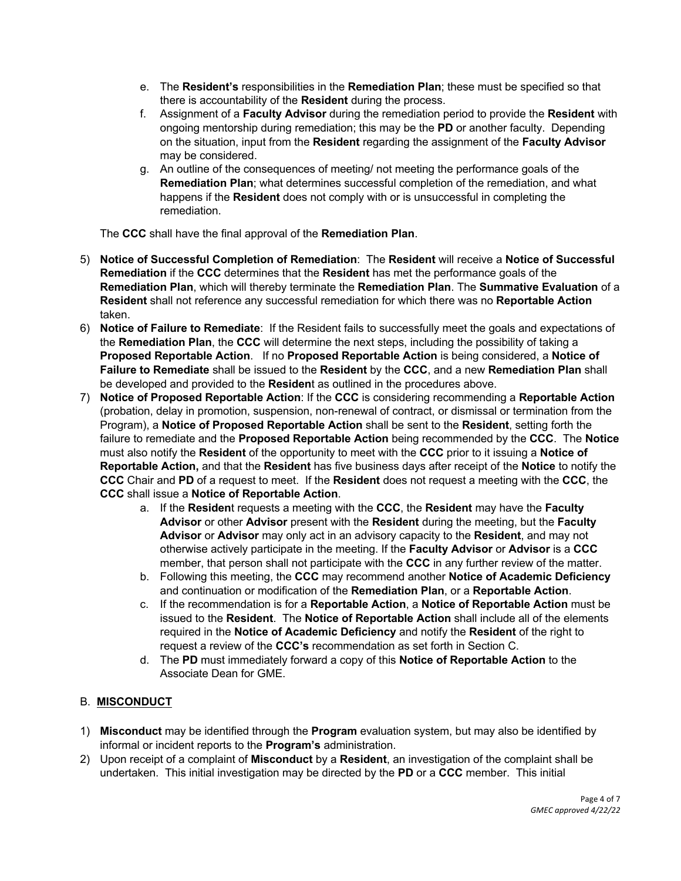e. The **Resident's** responsibilities in the **Remediation Plan**; these must be specified so that there is accountability of the **Resident** during the process.

f. Assignment of a **Faculty Advisor** during the remediation period to provide the **Resident** with ongoing mentorship during remediation; this may be the **PD** or another faculty. Depending on the situation, input from the **Resident** regarding the assignment of the **Faculty Advisor** may be considered.

g. An outline of the consequences of meeting/ not meeting the performance goals of the **Remediation Plan**; what determines successful completion of the remediation, and what happens if the **Resident** does not comply with or is unsuccessful in completing the remediation.

The **CCC** shall have the final approval of the **Remediation Plan**.

5) **Notice of Successful Completion of Remediation**: The **Resident** will receive a **Notice of Successful Remediation** if the **CCC** determines that the **Resident** has met the performance goals of the **Remediation Plan**, which will thereby terminate the **Remediation Plan**. The **Summative Evaluation** of a **Resident** shall not reference any successful remediation for which there was no **Reportable Action** taken.

6) **Notice of Failure to Remediate**: If the Resident fails to successfully meet the goals and expectations of the **Remediation Plan**, the **CCC** will determine the next steps, including the possibility of taking a **Proposed Reportable Action**. If no **Proposed Reportable Action** is being considered, a **Notice of Failure to Remediate** shall be issued to the **Resident** by the **CCC**, and a new **Remediation Plan** shall be developed and provided to the **Residen**t as outlined in the procedures above.

7) **Notice of Proposed Reportable Action**: If the **CCC** is considering recommending a **Reportable Action** (probation, delay in promotion, suspension, non-renewal of contract, or dismissal or termination from the Program), a **Notice of Proposed Reportable Action** shall be sent to the **Resident**, setting forth the failure to remediate and the **Proposed Reportable Action** being recommended by the **CCC**. The **Notice** must also notify the **Resident** of the opportunity to meet with the **CCC** prior to it issuing a **Notice of Reportable Action,** and that the **Resident** has five business days after receipt of the **Notice** to notify the **CCC** Chair and **PD** of a request to meet. If the **Resident** does not request a meeting with the **CCC**, the **CCC** shall issue a **Notice of Reportable Action**.

   a. If the **Residen**t requests a meeting with the **CCC**, the **Resident** may have the **Faculty Advisor** or other **Advisor** present with the **Resident** during the meeting, but the **Faculty Advisor** or **Advisor** may only act in an advisory capacity to the **Resident**, and may not otherwise actively participate in the meeting. If the **Faculty Advisor** or **Advisor** is a **CCC** member, that person shall not participate with the **CCC** in any further review of the matter.

   b. Following this meeting, the **CCC** may recommend another **Notice of Academic Deficiency** and continuation or modification of the **Remediation Plan**, or a **Reportable Action**.

   c. If the recommendation is for a **Reportable Action**, a **Notice of Reportable Action** must be issued to the **Resident**. The **Notice of Reportable Action** shall include all of the elements required in the **Notice of Academic Deficiency** and notify the **Resident** of the right to request a review of the **CCC's** recommendation as set forth in Section C.

   d. The **PD** must immediately forward a copy of this **Notice of Reportable Action** to the Associate Dean for GME.

## B. MISCONDUCT

1) **Misconduct** may be identified through the **Program** evaluation system, but may also be identified by informal or incident reports to the **Program's** administration.

2) Upon receipt of a complaint of **Misconduct** by a **Resident**, an investigation of the complaint shall be undertaken. This initial investigation may be directed by the **PD** or a **CCC** member. This initial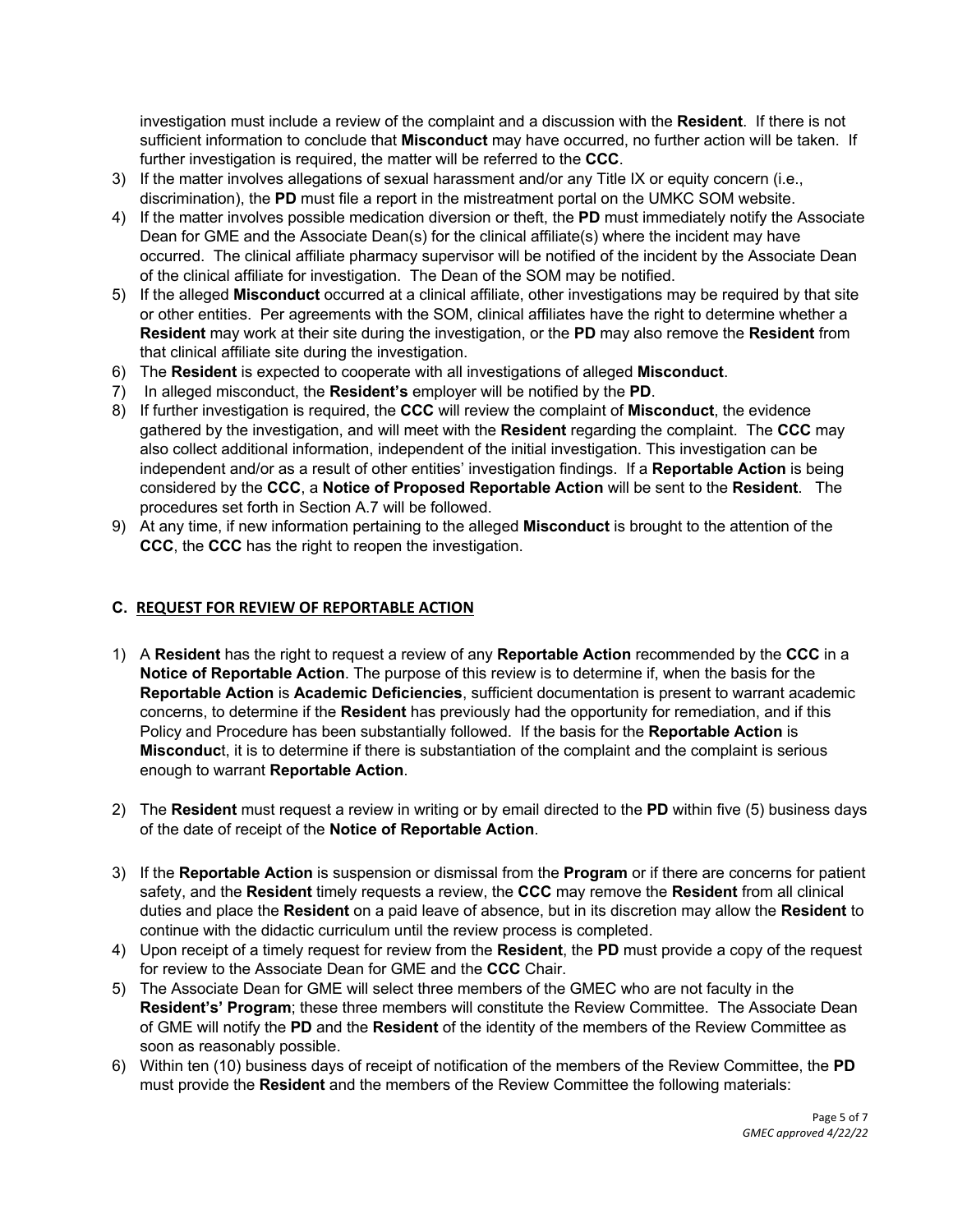investigation must include a review of the complaint and a discussion with the **Resident**. If there is not sufficient information to conclude that **Misconduct** may have occurred, no further action will be taken. If further investigation is required, the matter will be referred to the **CCC**.

3) If the matter involves allegations of sexual harassment and/or any Title IX or equity concern (i.e., discrimination), the **PD** must file a report in the mistreatment portal on the UMKC SOM website.
4) If the matter involves possible medication diversion or theft, the **PD** must immediately notify the Associate Dean for GME and the Associate Dean(s) for the clinical affiliate(s) where the incident may have occurred. The clinical affiliate pharmacy supervisor will be notified of the incident by the Associate Dean of the clinical affiliate for investigation. The Dean of the SOM may be notified.
5) If the alleged **Misconduct** occurred at a clinical affiliate, other investigations may be required by that site or other entities. Per agreements with the SOM, clinical affiliates have the right to determine whether a **Resident** may work at their site during the investigation, or the **PD** may also remove the **Resident** from that clinical affiliate site during the investigation.
6) The **Resident** is expected to cooperate with all investigations of alleged **Misconduct**.
7) In alleged misconduct, the **Resident's** employer will be notified by the **PD**.
8) If further investigation is required, the **CCC** will review the complaint of **Misconduct**, the evidence gathered by the investigation, and will meet with the **Resident** regarding the complaint. The **CCC** may also collect additional information, independent of the initial investigation. This investigation can be independent and/or as a result of other entities' investigation findings. If a **Reportable Action** is being considered by the **CCC**, a **Notice of Proposed Reportable Action** will be sent to the **Resident**. The procedures set forth in Section A.7 will be followed.
9) At any time, if new information pertaining to the alleged **Misconduct** is brought to the attention of the **CCC**, the **CCC** has the right to reopen the investigation.

## C. REQUEST FOR REVIEW OF REPORTABLE ACTION

1) A **Resident** has the right to request a review of any **Reportable Action** recommended by the **CCC** in a **Notice of Reportable Action**. The purpose of this review is to determine if, when the basis for the **Reportable Action** is **Academic Deficiencies**, sufficient documentation is present to warrant academic concerns, to determine if the **Resident** has previously had the opportunity for remediation, and if this Policy and Procedure has been substantially followed. If the basis for the **Reportable Action** is **Misconduct**, it is to determine if there is substantiation of the complaint and the complaint is serious enough to warrant **Reportable Action**.

2) The **Resident** must request a review in writing or by email directed to the **PD** within five (5) business days of the date of receipt of the **Notice of Reportable Action**.

3) If the **Reportable Action** is suspension or dismissal from the **Program** or if there are concerns for patient safety, and the **Resident** timely requests a review, the **CCC** may remove the **Resident** from all clinical duties and place the **Resident** on a paid leave of absence, but in its discretion may allow the **Resident** to continue with the didactic curriculum until the review process is completed.
4) Upon receipt of a timely request for review from the **Resident**, the **PD** must provide a copy of the request for review to the Associate Dean for GME and the **CCC** Chair.
5) The Associate Dean for GME will select three members of the GMEC who are not faculty in the **Resident's' Program**; these three members will constitute the Review Committee. The Associate Dean of GME will notify the **PD** and the **Resident** of the identity of the members of the Review Committee as soon as reasonably possible.
6) Within ten (10) business days of receipt of notification of the members of the Review Committee, the **PD** must provide the **Resident** and the members of the Review Committee the following materials: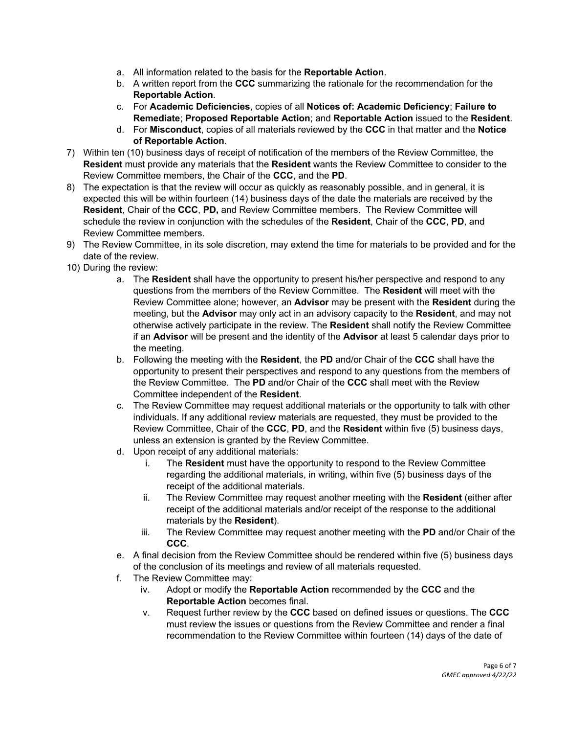a. All information related to the basis for the **Reportable Action**.
   b. A written report from the **CCC** summarizing the rationale for the recommendation for the **Reportable Action**.
   c. For **Academic Deficiencies**, copies of all **Notices of: Academic Deficiency**; **Failure to Remediate**; **Proposed Reportable Action**; and **Reportable Action** issued to the **Resident**.
   d. For **Misconduct**, copies of all materials reviewed by the **CCC** in that matter and the **Notice of Reportable Action**.

7) Within ten (10) business days of receipt of notification of the members of the Review Committee, the **Resident** must provide any materials that the **Resident** wants the Review Committee to consider to the Review Committee members, the Chair of the **CCC**, and the **PD**.
8) The expectation is that the review will occur as quickly as reasonably possible, and in general, it is expected this will be within fourteen (14) business days of the date the materials are received by the **Resident**, Chair of the **CCC**, **PD,** and Review Committee members. The Review Committee will schedule the review in conjunction with the schedules of the **Resident**, Chair of the **CCC**, **PD**, and Review Committee members.
9) The Review Committee, in its sole discretion, may extend the time for materials to be provided and for the date of the review.
10) During the review:
   a. The **Resident** shall have the opportunity to present his/her perspective and respond to any questions from the members of the Review Committee. The **Resident** will meet with the Review Committee alone; however, an **Advisor** may be present with the **Resident** during the meeting, but the **Advisor** may only act in an advisory capacity to the **Resident**, and may not otherwise actively participate in the review. The **Resident** shall notify the Review Committee if an **Advisor** will be present and the identity of the **Advisor** at least 5 calendar days prior to the meeting.
   b. Following the meeting with the **Resident**, the **PD** and/or Chair of the **CCC** shall have the opportunity to present their perspectives and respond to any questions from the members of the Review Committee. The **PD** and/or Chair of the **CCC** shall meet with the Review Committee independent of the **Resident**.
   c. The Review Committee may request additional materials or the opportunity to talk with other individuals. If any additional review materials are requested, they must be provided to the Review Committee, Chair of the **CCC**, **PD**, and the **Resident** within five (5) business days, unless an extension is granted by the Review Committee.
   d. Upon receipt of any additional materials:
      i. The **Resident** must have the opportunity to respond to the Review Committee regarding the additional materials, in writing, within five (5) business days of the receipt of the additional materials.
      ii. The Review Committee may request another meeting with the **Resident** (either after receipt of the additional materials and/or receipt of the response to the additional materials by the **Resident**).
      iii. The Review Committee may request another meeting with the **PD** and/or Chair of the **CCC**.
   e. A final decision from the Review Committee should be rendered within five (5) business days of the conclusion of its meetings and review of all materials requested.
   f. The Review Committee may:
      iv. Adopt or modify the **Reportable Action** recommended by the **CCC** and the **Reportable Action** becomes final.
      v. Request further review by the **CCC** based on defined issues or questions. The **CCC** must review the issues or questions from the Review Committee and render a final recommendation to the Review Committee within fourteen (14) days of the date of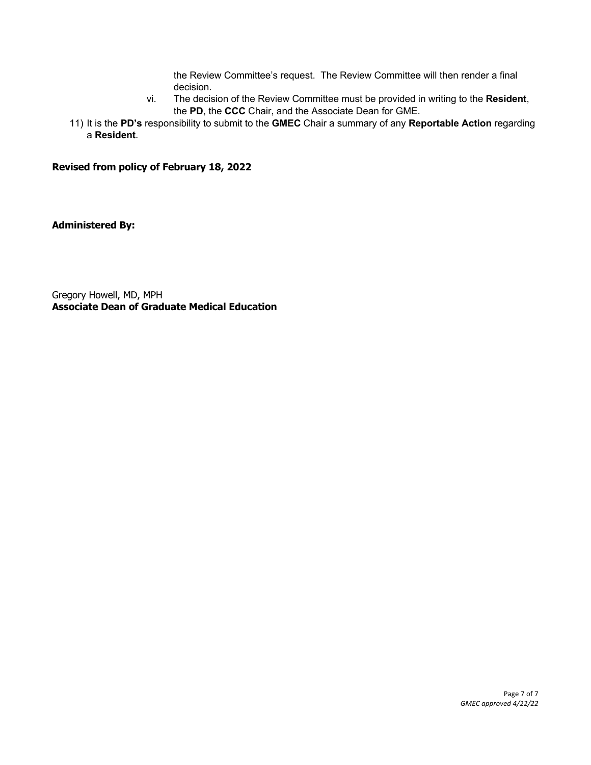the Review Committee's request. The Review Committee will then render a final decision.

vi. The decision of the Review Committee must be provided in writing to the **Resident**, the **PD**, the **CCC** Chair, and the Associate Dean for GME.

11) It is the **PD's** responsibility to submit to the **GMEC** Chair a summary of any **Reportable Action** regarding a **Resident**.

**Revised from policy of February 18, 2022**

**Administered By:**

Gregory Howell, MD, MPH
**Associate Dean of Graduate Medical Education**

*GMEC approved 4/22/22*